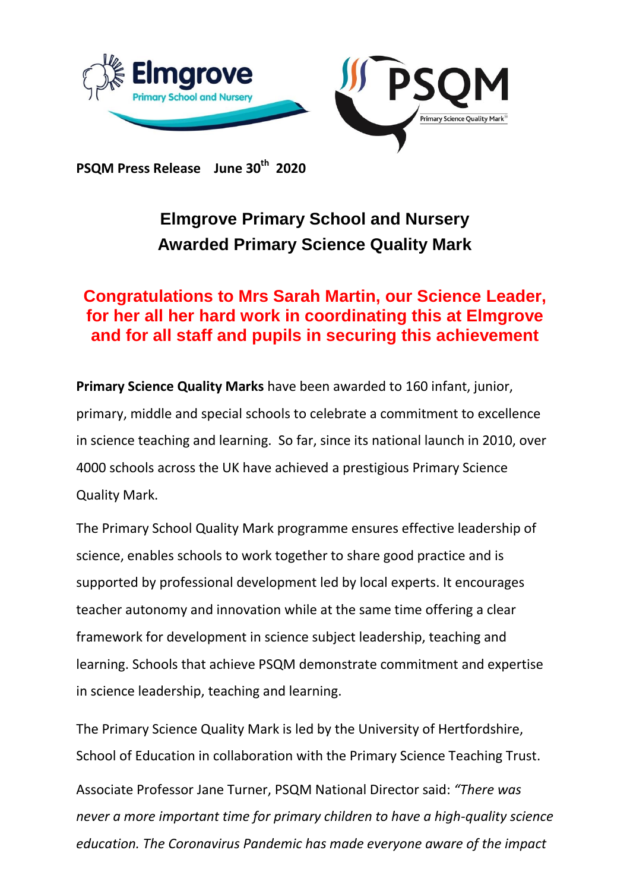**PSQM Press Release June 30th 2020**

# Elmgrove Primary School and Nursery Awarded Primary Science Quality Mark

## Congratulations to Mrs Sarah Martin, our Science Leader, for her all her hard work in coordinating this at Elmgrove and for all staff and pupils in securing this achievement

**Primary Science Quality Marks** have been awarded to 160 infant, junior, primary, middle and special schools to celebrate a commitment to excellence in science teaching and learning. So far, since its national launch in 2010, over 4000 schools across the UK have achieved a prestigious Primary Science Quality Mark.

The Primary School Quality Mark programme ensures effective leadership of science, enables schools to work together to share good practice and is supported by professional development led by local experts. It encourages teacher autonomy and innovation while at the same time offering a clear framework for development in science subject leadership, teaching and learning. Schools that achieve PSQM demonstrate commitment and expertise in science leadership, teaching and learning.

The Primary Science Quality Mark is led by the University of Hertfordshire, School of Education in collaboration with the Primary Science Teaching Trust.

Associate Professor Jane Turner, PSQM National Director said: *"There was never a more important time for primary children to have a high-quality science education. The Coronavirus Pandemic has made everyone aware of the impact*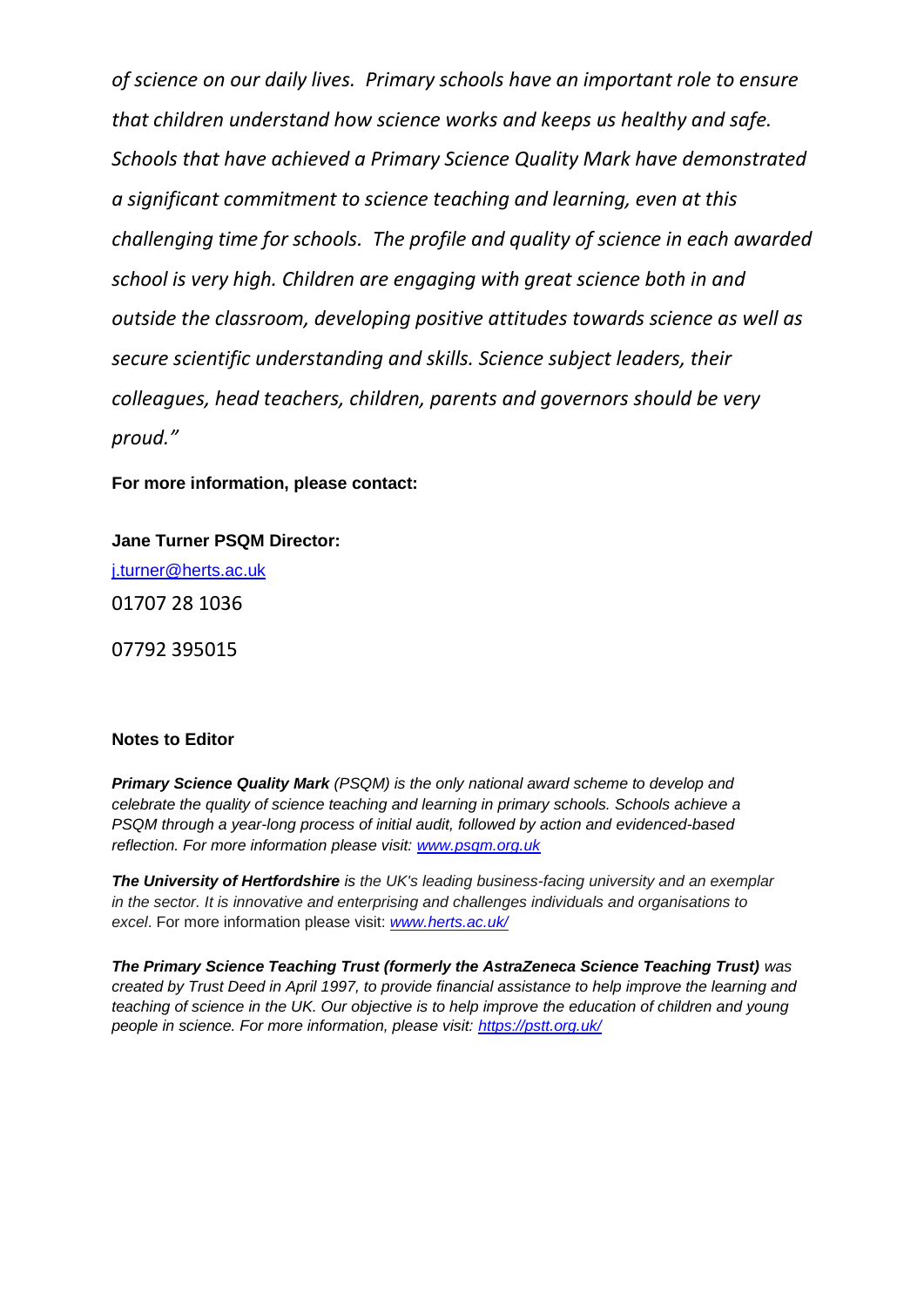*of science on our daily lives. Primary schools have an important role to ensure that children understand how science works and keeps us healthy and safe. Schools that have achieved a Primary Science Quality Mark have demonstrated a significant commitment to science teaching and learning, even at this challenging time for schools. The profile and quality of science in each awarded school is very high. Children are engaging with great science both in and outside the classroom, developing positive attitudes towards science as well as secure scientific understanding and skills. Science subject leaders, their colleagues, head teachers, children, parents and governors should be very proud."*

**For more information, please contact:**

**Jane Turner PSQM Director:**

j.turner@herts.ac.uk

01707 28 1036

07792 395015

**Notes to Editor**

***Primary Science Quality Mark*** *(PSQM) is the only national award scheme to develop and celebrate the quality of science teaching and learning in primary schools. Schools achieve a PSQM through a year-long process of initial audit, followed by action and evidenced-based reflection. For more information please visit: www.psqm.org.uk*

***The University of Hertfordshire*** *is the UK's leading business-facing university and an exemplar in the sector. It is innovative and enterprising and challenges individuals and organisations to excel*. For more information please visit: *www.herts.ac.uk/*

***The Primary Science Teaching Trust (formerly the AstraZeneca Science Teaching Trust)*** *was created by Trust Deed in April 1997, to provide financial assistance to help improve the learning and teaching of science in the UK. Our objective is to help improve the education of children and young people in science. For more information, please visit: https://pstt.org.uk/*